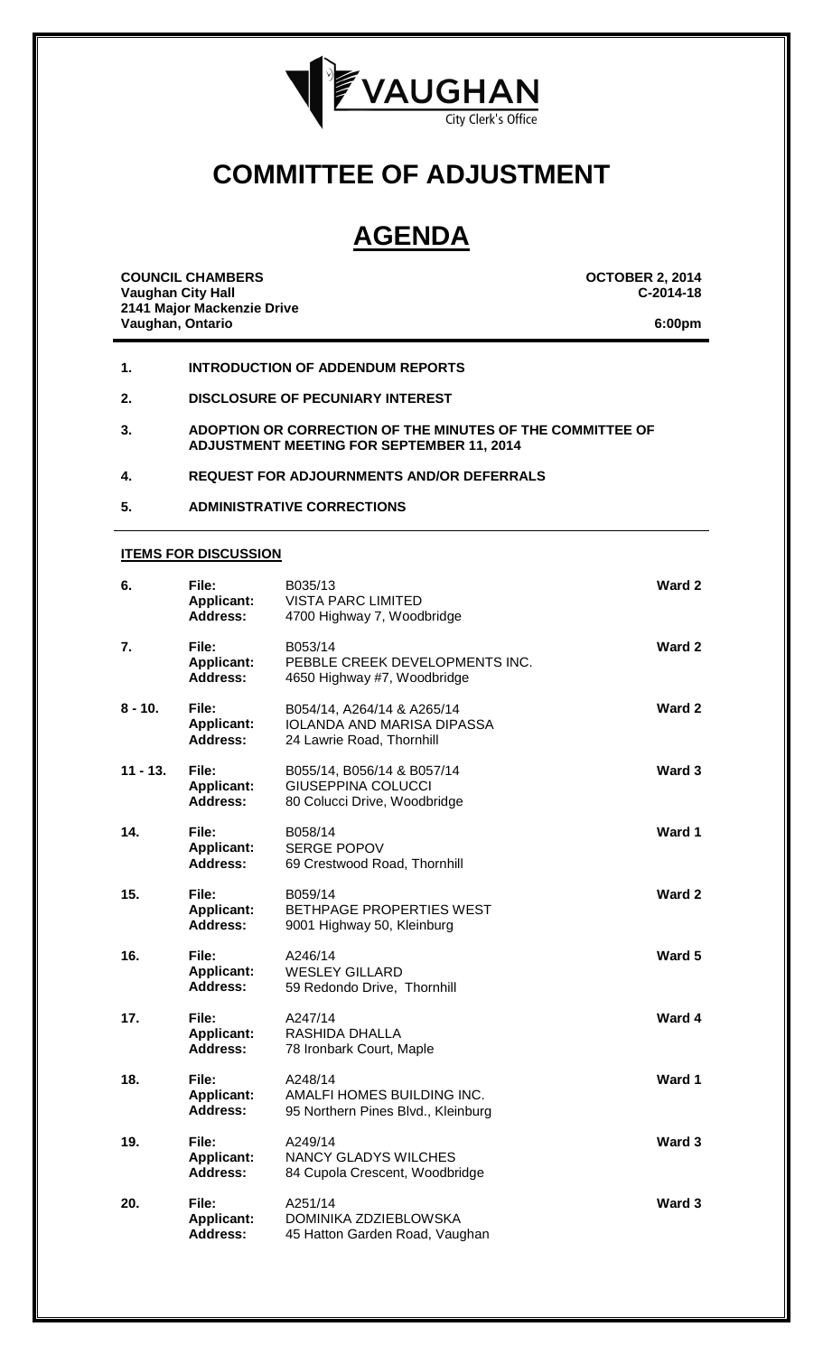VAUGHAN
City Clerk's Office

# COMMITTEE OF ADJUSTMENT

# AGENDA

**COUNCIL CHAMBERS**
**Vaughan City Hall**
**2141 Major Mackenzie Drive**
**Vaughan, Ontario**

**OCTOBER 2, 2014**
**C-2014-18**

**6:00pm**

1. **INTRODUCTION OF ADDENDUM REPORTS**
2. **DISCLOSURE OF PECUNIARY INTEREST**
3. **ADOPTION OR CORRECTION OF THE MINUTES OF THE COMMITTEE OF ADJUSTMENT MEETING FOR SEPTEMBER 11, 2014**
4. **REQUEST FOR ADJOURNMENTS AND/OR DEFERRALS**
5. **ADMINISTRATIVE CORRECTIONS**

**ITEMS FOR DISCUSSION**

| | | | |
|---|---|---|---|
| **6.** | **File:** | B035/13 | **Ward 2** |
| | **Applicant:** | VISTA PARC LIMITED | |
| | **Address:** | 4700 Highway 7, Woodbridge | |
| **7.** | **File:** | B053/14 | **Ward 2** |
| | **Applicant:** | PEBBLE CREEK DEVELOPMENTS INC. | |
| | **Address:** | 4650 Highway #7, Woodbridge | |
| **8 - 10.** | **File:** | B054/14, A264/14 & A265/14 | **Ward 2** |
| | **Applicant:** | IOLANDA AND MARISA DIPASSA | |
| | **Address:** | 24 Lawrie Road, Thornhill | |
| **11 - 13.** | **File:** | B055/14, B056/14 & B057/14 | **Ward 3** |
| | **Applicant:** | GIUSEPPINA COLUCCI | |
| | **Address:** | 80 Colucci Drive, Woodbridge | |
| **14.** | **File:** | B058/14 | **Ward 1** |
| | **Applicant:** | SERGE POPOV | |
| | **Address:** | 69 Crestwood Road, Thornhill | |
| **15.** | **File:** | B059/14 | **Ward 2** |
| | **Applicant:** | BETHPAGE PROPERTIES WEST | |
| | **Address:** | 9001 Highway 50, Kleinburg | |
| **16.** | **File:** | A246/14 | **Ward 5** |
| | **Applicant:** | WESLEY GILLARD | |
| | **Address:** | 59 Redondo Drive, Thornhill | |
| **17.** | **File:** | A247/14 | **Ward 4** |
| | **Applicant:** | RASHIDA DHALLA | |
| | **Address:** | 78 Ironbark Court, Maple | |
| **18.** | **File:** | A248/14 | **Ward 1** |
| | **Applicant:** | AMALFI HOMES BUILDING INC. | |
| | **Address:** | 95 Northern Pines Blvd., Kleinburg | |
| **19.** | **File:** | A249/14 | **Ward 3** |
| | **Applicant:** | NANCY GLADYS WILCHES | |
| | **Address:** | 84 Cupola Crescent, Woodbridge | |
| **20.** | **File:** | A251/14 | **Ward 3** |
| | **Applicant:** | DOMINIKA ZDZIEBLOWSKA | |
| | **Address:** | 45 Hatton Garden Road, Vaughan | |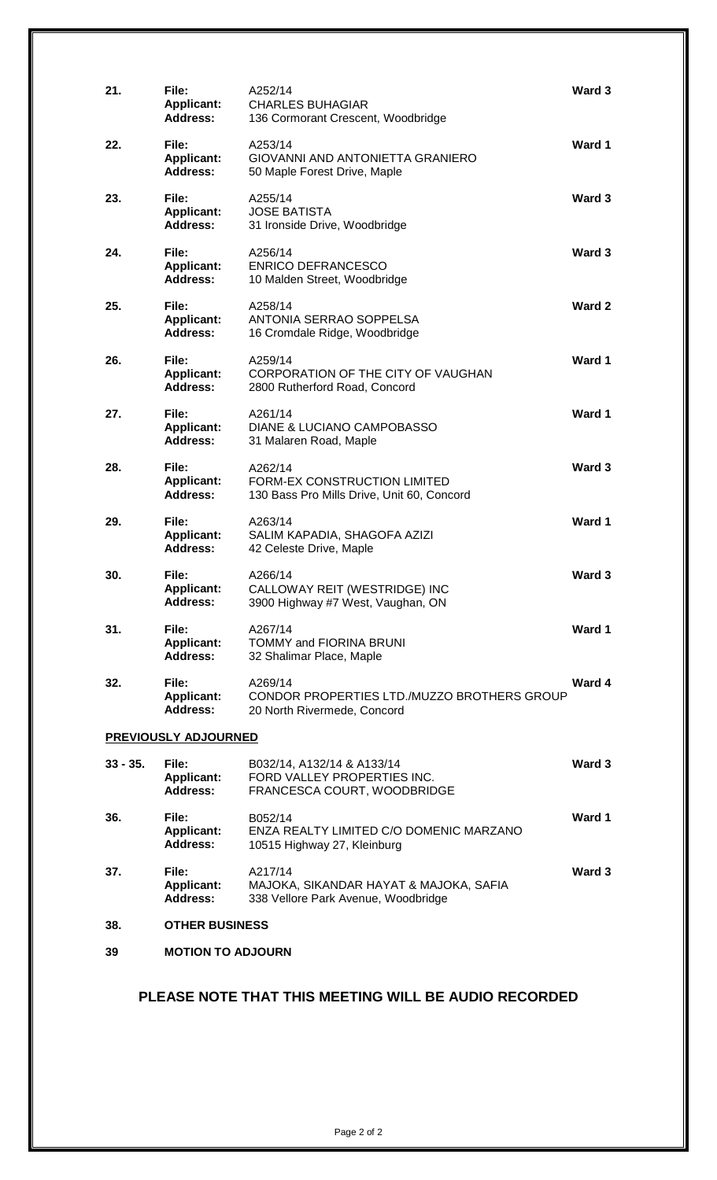| | | | |
|---|---|---|---|
| **21.** | **File:**<br>**Applicant:**<br>**Address:** | A252/14<br>CHARLES BUHAGIAR<br>136 Cormorant Crescent, Woodbridge | **Ward 3** |
| **22.** | **File:**<br>**Applicant:**<br>**Address:** | A253/14<br>GIOVANNI AND ANTONIETTA GRANIERO<br>50 Maple Forest Drive, Maple | **Ward 1** |
| **23.** | **File:**<br>**Applicant:**<br>**Address:** | A255/14<br>JOSE BATISTA<br>31 Ironside Drive, Woodbridge | **Ward 3** |
| **24.** | **File:**<br>**Applicant:**<br>**Address:** | A256/14<br>ENRICO DEFRANCESCO<br>10 Malden Street, Woodbridge | **Ward 3** |
| **25.** | **File:**<br>**Applicant:**<br>**Address:** | A258/14<br>ANTONIA SERRAO SOPPELSA<br>16 Cromdale Ridge, Woodbridge | **Ward 2** |
| **26.** | **File:**<br>**Applicant:**<br>**Address:** | A259/14<br>CORPORATION OF THE CITY OF VAUGHAN<br>2800 Rutherford Road, Concord | **Ward 1** |
| **27.** | **File:**<br>**Applicant:**<br>**Address:** | A261/14<br>DIANE & LUCIANO CAMPOBASSO<br>31 Malaren Road, Maple | **Ward 1** |
| **28.** | **File:**<br>**Applicant:**<br>**Address:** | A262/14<br>FORM-EX CONSTRUCTION LIMITED<br>130 Bass Pro Mills Drive, Unit 60, Concord | **Ward 3** |
| **29.** | **File:**<br>**Applicant:**<br>**Address:** | A263/14<br>SALIM KAPADIA, SHAGOFA AZIZI<br>42 Celeste Drive, Maple | **Ward 1** |
| **30.** | **File:**<br>**Applicant:**<br>**Address:** | A266/14<br>CALLOWAY REIT (WESTRIDGE) INC<br>3900 Highway #7 West, Vaughan, ON | **Ward 3** |
| **31.** | **File:**<br>**Applicant:**<br>**Address:** | A267/14<br>TOMMY and FIORINA BRUNI<br>32 Shalimar Place, Maple | **Ward 1** |
| **32.** | **File:**<br>**Applicant:**<br>**Address:** | A269/14<br>CONDOR PROPERTIES LTD./MUZZO BROTHERS GROUP<br>20 North Rivermede, Concord | **Ward 4** |

**PREVIOUSLY ADJOURNED**

| | | | |
|---|---|---|---|
| **33 - 35.** | **File:**<br>**Applicant:**<br>**Address:** | B032/14, A132/14 & A133/14<br>FORD VALLEY PROPERTIES INC.<br>FRANCESCA COURT, WOODBRIDGE | **Ward 3** |
| **36.** | **File:**<br>**Applicant:**<br>**Address:** | B052/14<br>ENZA REALTY LIMITED C/O DOMENIC MARZANO<br>10515 Highway 27, Kleinburg | **Ward 1** |
| **37.** | **File:**<br>**Applicant:**<br>**Address:** | A217/14<br>MAJOKA, SIKANDAR HAYAT & MAJOKA, SAFIA<br>338 Vellore Park Avenue, Woodbridge | **Ward 3** |

**38. OTHER BUSINESS**

**39 MOTION TO ADJOURN**

**PLEASE NOTE THAT THIS MEETING WILL BE AUDIO RECORDED**